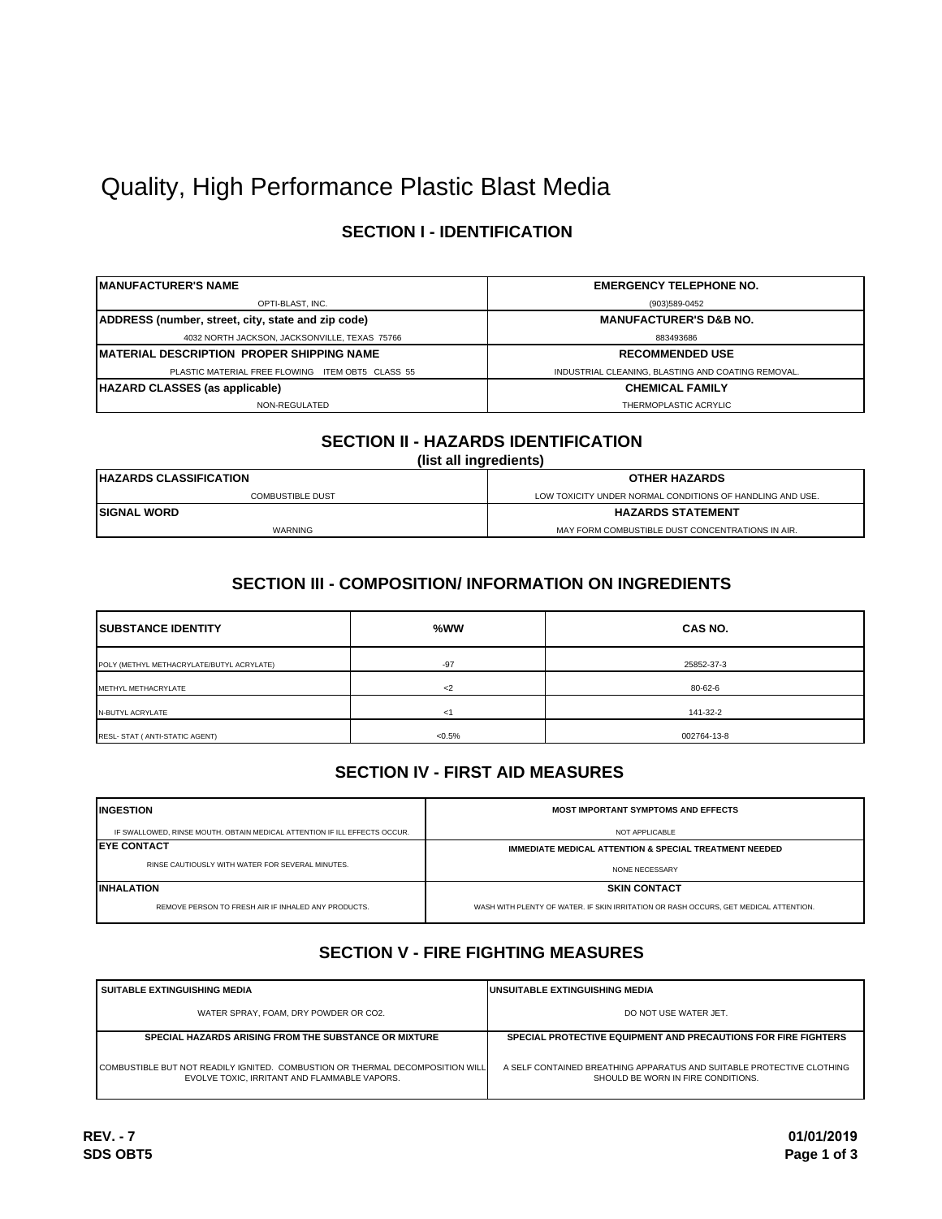# Quality, High Performance Plastic Blast Media

## SECTION I - IDENTIFICATION

| MANUFACTURER'S NAME | EMERGENCY TELEPHONE NO. |
|---|---|
| OPTI-BLAST, INC. | (903)589-0452 |
| **ADDRESS (number, street, city, state and zip code)** | **MANUFACTURER'S D&B NO.** |
| 4032 NORTH JACKSON, JACKSONVILLE, TEXAS 75766 | 883493686 |
| **MATERIAL DESCRIPTION PROPER SHIPPING NAME** | **RECOMMENDED USE** |
| PLASTIC MATERIAL FREE FLOWING ITEM OBT5 CLASS 55 | INDUSTRIAL CLEANING, BLASTING AND COATING REMOVAL. |
| **HAZARD CLASSES (as applicable)** | **CHEMICAL FAMILY** |
| NON-REGULATED | THERMOPLASTIC ACRYLIC |

## SECTION II - HAZARDS IDENTIFICATION

**(list all ingredients)**

| HAZARDS CLASSIFICATION | OTHER HAZARDS |
|---|---|
| COMBUSTIBLE DUST | LOW TOXICITY UNDER NORMAL CONDITIONS OF HANDLING AND USE. |
| **SIGNAL WORD** | **HAZARDS STATEMENT** |
| WARNING | MAY FORM COMBUSTIBLE DUST CONCENTRATIONS IN AIR. |

## SECTION III - COMPOSITION/ INFORMATION ON INGREDIENTS

| SUBSTANCE IDENTITY | %WW | CAS NO. |
|---|---|---|
| POLY (METHYL METHACRYLATE/BUTYL ACRYLATE) | -97 | 25852-37-3 |
| METHYL METHACRYLATE | <2 | 80-62-6 |
| N-BUTYL ACRYLATE | <1 | 141-32-2 |
| RESL- STAT ( ANTI-STATIC AGENT) | <0.5% | 002764-13-8 |

## SECTION IV - FIRST AID MEASURES

| INGESTION | MOST IMPORTANT SYMPTOMS AND EFFECTS |
|---|---|
| IF SWALLOWED, RINSE MOUTH. OBTAIN MEDICAL ATTENTION IF ILL EFFECTS OCCUR. | NOT APPLICABLE |
| **EYE CONTACT** | **IMMEDIATE MEDICAL ATTENTION & SPECIAL TREATMENT NEEDED** |
| RINSE CAUTIOUSLY WITH WATER FOR SEVERAL MINUTES. | NONE NECESSARY |
| **INHALATION** | **SKIN CONTACT** |
| REMOVE PERSON TO FRESH AIR IF INHALED ANY PRODUCTS. | WASH WITH PLENTY OF WATER. IF SKIN IRRITATION OR RASH OCCURS, GET MEDICAL ATTENTION. |

## SECTION V - FIRE FIGHTING MEASURES

| SUITABLE EXTINGUISHING MEDIA | UNSUITABLE EXTINGUISHING MEDIA |
|---|---|
| WATER SPRAY, FOAM, DRY POWDER OR CO2. | DO NOT USE WATER JET. |
| **SPECIAL HAZARDS ARISING FROM THE SUBSTANCE OR MIXTURE** | **SPECIAL PROTECTIVE EQUIPMENT AND PRECAUTIONS FOR FIRE FIGHTERS** |
| COMBUSTIBLE BUT NOT READILY IGNITED. COMBUSTION OR THERMAL DECOMPOSITION WILL EVOLVE TOXIC, IRRITANT AND FLAMMABLE VAPORS. | A SELF CONTAINED BREATHING APPARATUS AND SUITABLE PROTECTIVE CLOTHING SHOULD BE WORN IN FIRE CONDITIONS. |

**REV. - 7**
**SDS OBT5**

**01/01/2019**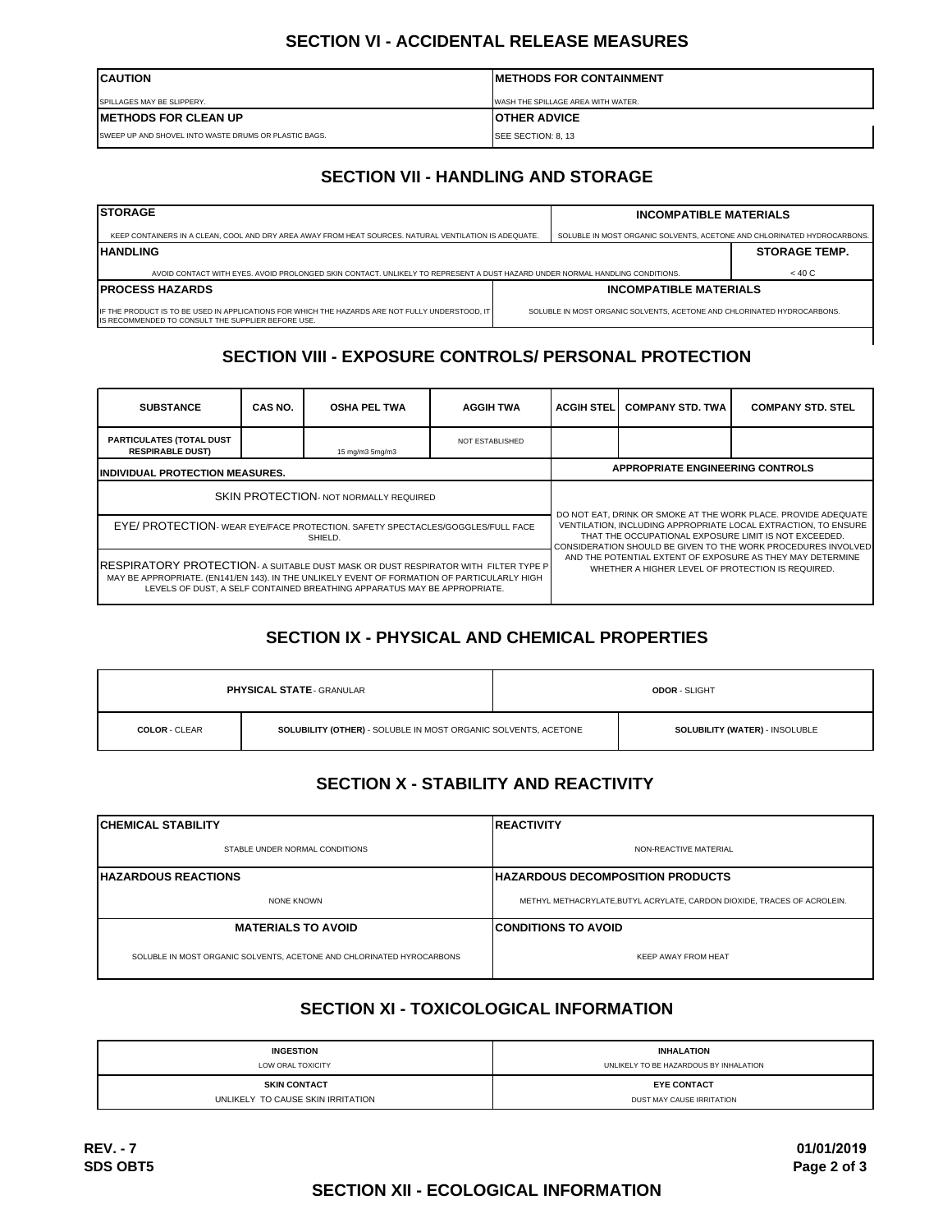## SECTION VI - ACCIDENTAL RELEASE MEASURES

| CAUTION | METHODS FOR CONTAINMENT |
|---|---|
| SPILLAGES MAY BE SLIPPERY. | WASH THE SPILLAGE AREA WITH WATER. |
| **METHODS FOR CLEAN UP** | **OTHER ADVICE** |
| SWEEP UP AND SHOVEL INTO WASTE DRUMS OR PLASTIC BAGS. | SEE SECTION: 8, 13 |

## SECTION VII - HANDLING AND STORAGE

| STORAGE | INCOMPATIBLE MATERIALS |
|---|---|
| KEEP CONTAINERS IN A CLEAN, COOL AND DRY AREA AWAY FROM HEAT SOURCES. NATURAL VENTILATION IS ADEQUATE. | SOLUBLE IN MOST ORGANIC SOLVENTS, ACETONE AND CHLORINATED HYDROCARBONS. |
| **HANDLING** | **STORAGE TEMP.** |
| AVOID CONTACT WITH EYES. AVOID PROLONGED SKIN CONTACT. UNLIKELY TO REPRESENT A DUST HAZARD UNDER NORMAL HANDLING CONDITIONS. | < 40 C |
| **PROCESS HAZARDS** | **INCOMPATIBLE MATERIALS** |
| IF THE PRODUCT IS TO BE USED IN APPLICATIONS FOR WHICH THE HAZARDS ARE NOT FULLY UNDERSTOOD, IT IS RECOMMENDED TO CONSULT THE SUPPLIER BEFORE USE. | SOLUBLE IN MOST ORGANIC SOLVENTS, ACETONE AND CHLORINATED HYDROCARBONS. |

## SECTION VIII - EXPOSURE CONTROLS/ PERSONAL PROTECTION

| SUBSTANCE | CAS NO. | OSHA PEL TWA | AGGIH TWA | ACGIH STEL | COMPANY STD. TWA | COMPANY STD. STEL |
|---|---|---|---|---|---|---|
| PARTICULATES (TOTAL DUST RESPIRABLE DUST) | | 15 mg/m3 5mg/m3 | NOT ESTABLISHED | | | |

| INDIVIDUAL PROTECTION MEASURES. | APPROPRIATE ENGINEERING CONTROLS |
|---|---|
| SKIN PROTECTION- NOT NORMALLY REQUIRED | DO NOT EAT, DRINK OR SMOKE AT THE WORK PLACE. PROVIDE ADEQUATE VENTILATION, INCLUDING APPROPRIATE LOCAL EXTRACTION, TO ENSURE THAT THE OCCUPATIONAL EXPOSURE LIMIT IS NOT EXCEEDED. CONSIDERATION SHOULD BE GIVEN TO THE WORK PROCEDURES INVOLVED AND THE POTENTIAL EXTENT OF EXPOSURE AS THEY MAY DETERMINE WHETHER A HIGHER LEVEL OF PROTECTION IS REQUIRED. |
| EYE/ PROTECTION- WEAR EYE/FACE PROTECTION. SAFETY SPECTACLES/GOGGLES/FULL FACE SHIELD. | |
| RESPIRATORY PROTECTION- A SUITABLE DUST MASK OR DUST RESPIRATOR WITH FILTER TYPE P MAY BE APPROPRIATE. (EN141/EN 143). IN THE UNLIKELY EVENT OF FORMATION OF PARTICULARLY HIGH LEVELS OF DUST, A SELF CONTAINED BREATHING APPARATUS MAY BE APPROPRIATE. | |

## SECTION IX - PHYSICAL AND CHEMICAL PROPERTIES

| **PHYSICAL STATE** - GRANULAR | | **ODOR** - SLIGHT |
|---|---|---|
| **COLOR** - CLEAR | **SOLUBILITY (OTHER)** - SOLUBLE IN MOST ORGANIC SOLVENTS, ACETONE | **SOLUBILITY (WATER)** - INSOLUBLE |

## SECTION X - STABILITY AND REACTIVITY

| CHEMICAL STABILITY | REACTIVITY |
|---|---|
| STABLE UNDER NORMAL CONDITIONS | NON-REACTIVE MATERIAL |
| **HAZARDOUS REACTIONS** | **HAZARDOUS DECOMPOSITION PRODUCTS** |
| NONE KNOWN | METHYL METHACRYLATE,BUTYL ACRYLATE, CARDON DIOXIDE, TRACES OF ACROLEIN. |
| **MATERIALS TO AVOID** | **CONDITIONS TO AVOID** |
| SOLUBLE IN MOST ORGANIC SOLVENTS, ACETONE AND CHLORINATED HYROCARBONS | KEEP AWAY FROM HEAT |

## SECTION XI - TOXICOLOGICAL INFORMATION

| INGESTION | INHALATION |
|---|---|
| LOW ORAL TOXICITY | UNLIKELY TO BE HAZARDOUS BY INHALATION |
| **SKIN CONTACT** | **EYE CONTACT** |
| UNLIKELY TO CAUSE SKIN IRRITATION | DUST MAY CAUSE IRRITATION |

REV. - 7
SDS OBT5

01/01/2019

## SECTION XII - ECOLOGICAL INFORMATION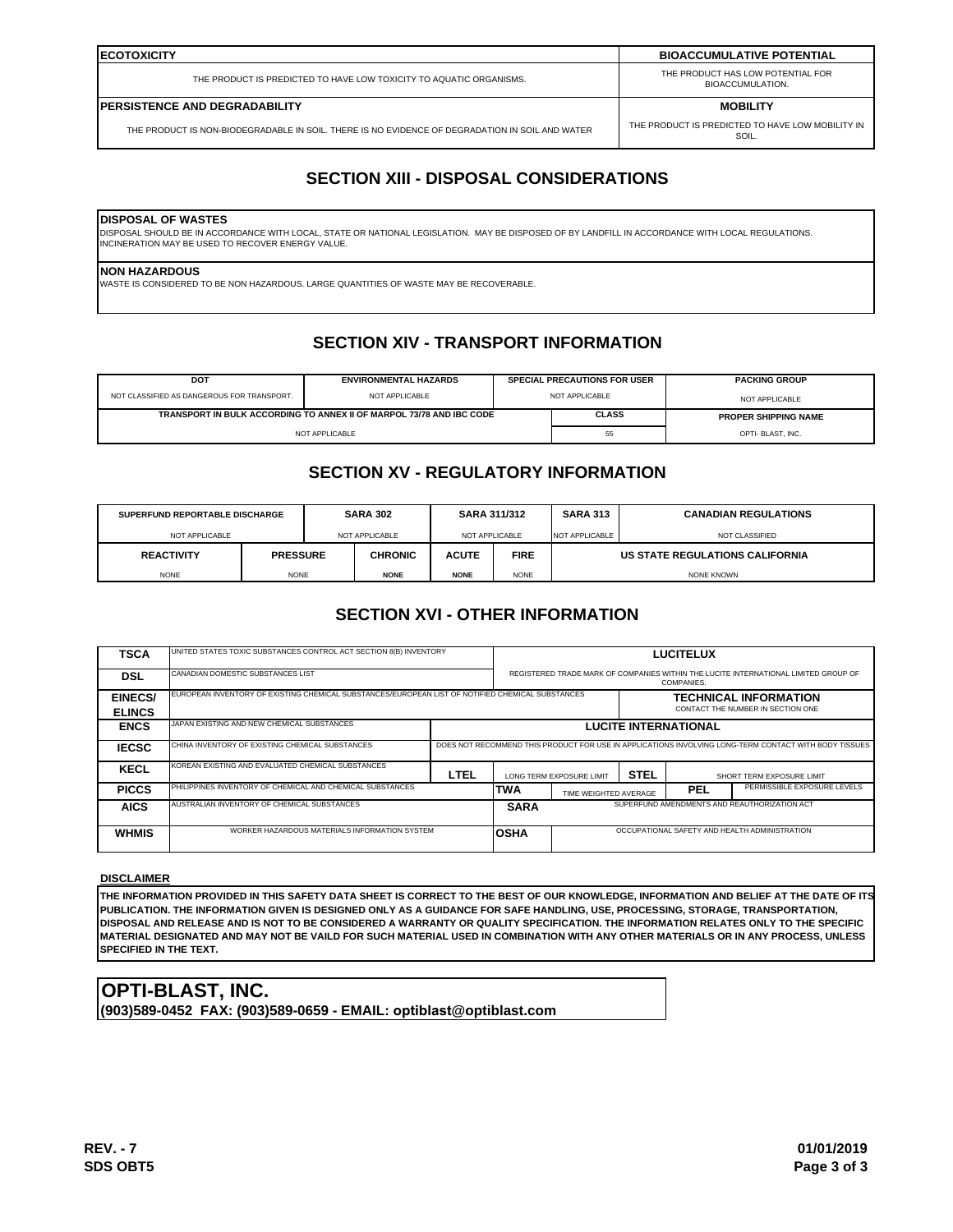| ECOTOXICITY | BIOACCUMULATIVE POTENTIAL |
|---|---|
| THE PRODUCT IS PREDICTED TO HAVE LOW TOXICITY TO AQUATIC ORGANISMS. | THE PRODUCT HAS LOW POTENTIAL FOR BIOACCUMULATION. |
| **PERSISTENCE AND DEGRADABILITY** | **MOBILITY** |
| THE PRODUCT IS NON-BIODEGRADABLE IN SOIL. THERE IS NO EVIDENCE OF DEGRADATION IN SOIL AND WATER | THE PRODUCT IS PREDICTED TO HAVE LOW MOBILITY IN SOIL. |

## SECTION XIII - DISPOSAL CONSIDERATIONS

**DISPOSAL OF WASTES**

DISPOSAL SHOULD BE IN ACCORDANCE WITH LOCAL, STATE OR NATIONAL LEGISLATION. MAY BE DISPOSED OF BY LANDFILL IN ACCORDANCE WITH LOCAL REGULATIONS. INCINERATION MAY BE USED TO RECOVER ENERGY VALUE.

**NON HAZARDOUS**

WASTE IS CONSIDERED TO BE NON HAZARDOUS. LARGE QUANTITIES OF WASTE MAY BE RECOVERABLE.

## SECTION XIV - TRANSPORT INFORMATION

| DOT | ENVIRONMENTAL HAZARDS | SPECIAL PRECAUTIONS FOR USER | PACKING GROUP |
|---|---|---|---|
| NOT CLASSIFIED AS DANGEROUS FOR TRANSPORT. | NOT APPLICABLE | NOT APPLICABLE | NOT APPLICABLE |

| TRANSPORT IN BULK ACCORDING TO ANNEX II OF MARPOL 73/78 AND IBC CODE | CLASS | PROPER SHIPPING NAME |
|---|---|---|
| NOT APPLICABLE | 55 | OPTI- BLAST, INC. |

## SECTION XV - REGULATORY INFORMATION

| SUPERFUND REPORTABLE DISCHARGE | SARA 302 | SARA 311/312 | SARA 313 | CANADIAN REGULATIONS |
|---|---|---|---|---|
| NOT APPLICABLE | NOT APPLICABLE | NOT APPLICABLE | NOT APPLICABLE | NOT CLASSIFIED |

| REACTIVITY | PRESSURE | CHRONIC | ACUTE | FIRE | US STATE REGULATIONS CALIFORNIA |
|---|---|---|---|---|---|
| NONE | NONE | NONE | NONE | NONE | NONE KNOWN |

## SECTION XVI - OTHER INFORMATION

| | |
|---|---|
| **TSCA** | UNITED STATES TOXIC SUBSTANCES CONTROL ACT SECTION 8(B) INVENTORY |
| **DSL** | CANADIAN DOMESTIC SUBSTANCES LIST |
| **EINECS/ ELINCS** | EUROPEAN INVENTORY OF EXISTING CHEMICAL SUBSTANCES/EUROPEAN LIST OF NOTIFIED CHEMICAL SUBSTANCES |
| **ENCS** | JAPAN EXISTING AND NEW CHEMICAL SUBSTANCES |
| **IECSC** | CHINA INVENTORY OF EXISTING CHEMICAL SUBSTANCES |
| **KECL** | KOREAN EXISTING AND EVALUATED CHEMICAL SUBSTANCES |
| **PICCS** | PHILIPPINES INVENTORY OF CHEMICAL AND CHEMICAL SUBSTANCES |
| **AICS** | AUSTRALIAN INVENTORY OF CHEMICAL SUBSTANCES |
| **WHMIS** | WORKER HAZARDOUS MATERIALS INFORMATION SYSTEM |

**LUCITELUX**

REGISTERED TRADE MARK OF COMPANIES WITHIN THE LUCITE INTERNATIONAL LIMITED GROUP OF COMPANIES.

**TECHNICAL INFORMATION**

CONTACT THE NUMBER IN SECTION ONE

**LUCITE INTERNATIONAL**

DOES NOT RECOMMEND THIS PRODUCT FOR USE IN APPLICATIONS INVOLVING LONG-TERM CONTACT WITH BODY TISSUES

| | | | |
|---|---|---|---|
| **LTEL** | LONG TERM EXPOSURE LIMIT | **STEL** | SHORT TERM EXPOSURE LIMIT |
| **TWA** | TIME WEIGHTED AVERAGE | **PEL** | PERMISSIBLE EXPOSURE LEVELS |
| **SARA** | SUPERFUND AMENDMENTS AND REAUTHORIZATION ACT | | |
| **OSHA** | OCCUPATIONAL SAFETY AND HEALTH ADMINISTRATION | | |

**DISCLAIMER**

**THE INFORMATION PROVIDED IN THIS SAFETY DATA SHEET IS CORRECT TO THE BEST OF OUR KNOWLEDGE, INFORMATION AND BELIEF AT THE DATE OF ITS PUBLICATION. THE INFORMATION GIVEN IS DESIGNED ONLY AS A GUIDANCE FOR SAFE HANDLING, USE, PROCESSING, STORAGE, TRANSPORTATION, DISPOSAL AND RELEASE AND IS NOT TO BE CONSIDERED A WARRANTY OR QUALITY SPECIFICATION. THE INFORMATION RELATES ONLY TO THE SPECIFIC MATERIAL DESIGNATED AND MAY NOT BE VAILD FOR SUCH MATERIAL USED IN COMBINATION WITH ANY OTHER MATERIALS OR IN ANY PROCESS, UNLESS SPECIFIED IN THE TEXT.**

## OPTI-BLAST, INC.

**(903)589-0452 FAX: (903)589-0659 - EMAIL: optiblast@optiblast.com**

**REV. - 7**
**SDS OBT5**

**01/01/2019**